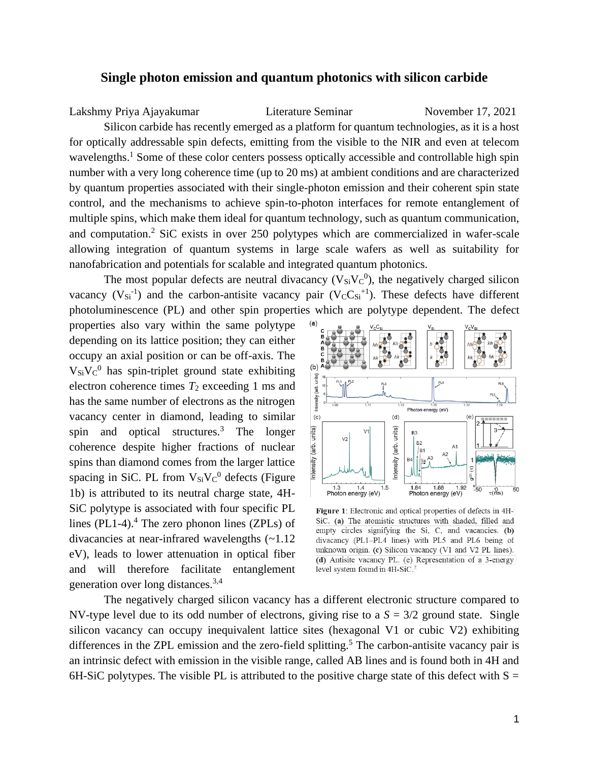# Single photon emission and quantum photonics with silicon carbide

Lakshmy Priya Ajayakumar — Literature Seminar — November 17, 2021

Silicon carbide has recently emerged as a platform for quantum technologies, as it is a host for optically addressable spin defects, emitting from the visible to the NIR and even at telecom wavelengths.[1] Some of these color centers possess optically accessible and controllable high spin number with a very long coherence time (up to 20 ms) at ambient conditions and are characterized by quantum properties associated with their single-photon emission and their coherent spin state control, and the mechanisms to achieve spin-to-photon interfaces for remote entanglement of multiple spins, which make them ideal for quantum technology, such as quantum communication, and computation.[2] SiC exists in over 250 polytypes which are commercialized in wafer-scale allowing integration of quantum systems in large scale wafers as well as suitability for nanofabrication and potentials for scalable and integrated quantum photonics.

The most popular defects are neutral divacancy ($V_{Si}V_C^0$), the negatively charged silicon vacancy ($V_{Si}^{-1}$) and the carbon-antisite vacancy pair ($V_CC_{Si}^{+1}$). These defects have different photoluminescence (PL) and other spin properties which are polytype dependent. The defect properties also vary within the same polytype depending on its lattice position; they can either occupy an axial position or can be off-axis. The $V_{Si}V_C^0$ has spin-triplet ground state exhibiting electron coherence times $T_2$ exceeding 1 ms and has the same number of electrons as the nitrogen vacancy center in diamond, leading to similar spin and optical structures.[3] The longer coherence despite higher fractions of nuclear spins than diamond comes from the larger lattice spacing in SiC. PL from $V_{Si}V_C^0$ defects (Figure 1b) is attributed to its neutral charge state, 4H-SiC polytype is associated with four specific PL lines (PL1-4).[4] The zero phonon lines (ZPLs) of divacancies at near-infrared wavelengths (~1.12 eV), leads to lower attenuation in optical fiber and will therefore facilitate entanglement generation over long distances.[3,4]

**Figure 1**: Electronic and optical properties of defects in 4H-SiC. **(a)** The atomistic structures with shaded, filled and empty circles signifying the Si, C, and vacancies. **(b)** divacancy (PL1–PL4 lines) with PL5 and PL6 being of unknown origin. **(c)** Silicon vacancy (V1 and V2 PL lines). **(d)** Antisite vacancy PL. (e) Representation of a 3-energy level system found in 4H-SiC.[7]

The negatively charged silicon vacancy has a different electronic structure compared to NV-type level due to its odd number of electrons, giving rise to a $S = 3/2$ ground state. Single silicon vacancy can occupy inequivalent lattice sites (hexagonal V1 or cubic V2) exhibiting differences in the ZPL emission and the zero-field splitting.[5] The carbon-antisite vacancy pair is an intrinsic defect with emission in the visible range, called AB lines and is found both in 4H and 6H-SiC polytypes. The visible PL is attributed to the positive charge state of this defect with S =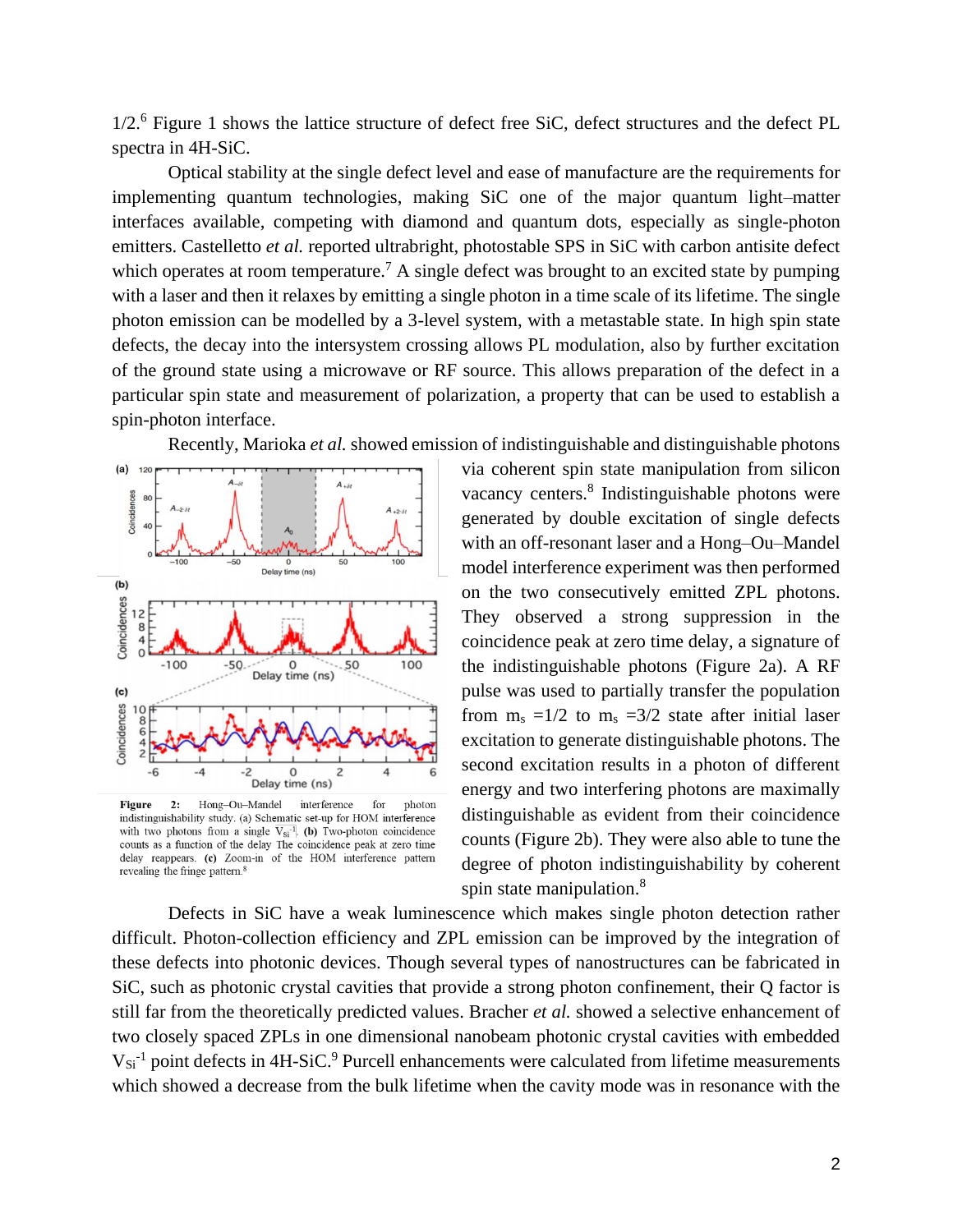1/2.[6] Figure 1 shows the lattice structure of defect free SiC, defect structures and the defect PL spectra in 4H-SiC.

Optical stability at the single defect level and ease of manufacture are the requirements for implementing quantum technologies, making SiC one of the major quantum light–matter interfaces available, competing with diamond and quantum dots, especially as single-photon emitters. Castelletto *et al.* reported ultrabright, photostable SPS in SiC with carbon antisite defect which operates at room temperature.[7] A single defect was brought to an excited state by pumping with a laser and then it relaxes by emitting a single photon in a time scale of its lifetime. The single photon emission can be modelled by a 3-level system, with a metastable state. In high spin state defects, the decay into the intersystem crossing allows PL modulation, also by further excitation of the ground state using a microwave or RF source. This allows preparation of the defect in a particular spin state and measurement of polarization, a property that can be used to establish a spin-photon interface.

Recently, Marioka *et al.* showed emission of indistinguishable and distinguishable photons via coherent spin state manipulation from silicon vacancy centers.[8] Indistinguishable photons were generated by double excitation of single defects with an off-resonant laser and a Hong–Ou–Mandel model interference experiment was then performed on the two consecutively emitted ZPL photons. They observed a strong suppression in the coincidence peak at zero time delay, a signature of the indistinguishable photons (Figure 2a). A RF pulse was used to partially transfer the population from $m_s = 1/2$ to $m_s = 3/2$ state after initial laser excitation to generate distinguishable photons. The second excitation results in a photon of different energy and two interfering photons are maximally distinguishable as evident from their coincidence counts (Figure 2b). They were also able to tune the degree of photon indistinguishability by coherent spin state manipulation.[8]

**Figure 2:** Hong–Ou–Mandel interference for photon indistinguishability study. (a) Schematic set-up for HOM interference with two photons from a single $V_{Si}^{-1}$. **(b)** Two-photon coincidence counts as a function of the delay The coincidence peak at zero time delay reappears. **(c)** Zoom-in of the HOM interference pattern revealing the fringe pattern.[8]

Defects in SiC have a weak luminescence which makes single photon detection rather difficult. Photon-collection efficiency and ZPL emission can be improved by the integration of these defects into photonic devices. Though several types of nanostructures can be fabricated in SiC, such as photonic crystal cavities that provide a strong photon confinement, their Q factor is still far from the theoretically predicted values. Bracher *et al.* showed a selective enhancement of two closely spaced ZPLs in one dimensional nanobeam photonic crystal cavities with embedded $V_{Si}^{-1}$ point defects in 4H-SiC.[9] Purcell enhancements were calculated from lifetime measurements which showed a decrease from the bulk lifetime when the cavity mode was in resonance with the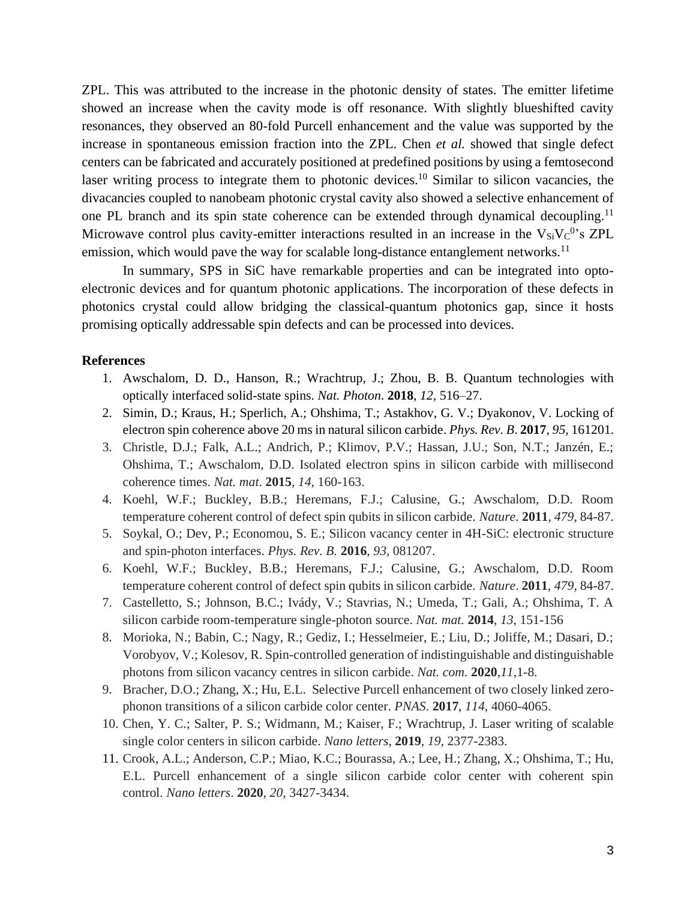ZPL. This was attributed to the increase in the photonic density of states. The emitter lifetime showed an increase when the cavity mode is off resonance. With slightly blueshifted cavity resonances, they observed an 80-fold Purcell enhancement and the value was supported by the increase in spontaneous emission fraction into the ZPL. Chen *et al.* showed that single defect centers can be fabricated and accurately positioned at predefined positions by using a femtosecond laser writing process to integrate them to photonic devices.[10] Similar to silicon vacancies, the divacancies coupled to nanobeam photonic crystal cavity also showed a selective enhancement of one PL branch and its spin state coherence can be extended through dynamical decoupling.[11] Microwave control plus cavity-emitter interactions resulted in an increase in the $V_{Si}V_C{}^0$'s ZPL emission, which would pave the way for scalable long-distance entanglement networks.[11]

In summary, SPS in SiC have remarkable properties and can be integrated into opto-electronic devices and for quantum photonic applications. The incorporation of these defects in photonics crystal could allow bridging the classical-quantum photonics gap, since it hosts promising optically addressable spin defects and can be processed into devices.

**References**

1. Awschalom, D. D., Hanson, R.; Wrachtrup, J.; Zhou, B. B. Quantum technologies with optically interfaced solid-state spins. *Nat. Photon.* **2018**, *12*, 516–27.
2. Simin, D.; Kraus, H.; Sperlich, A.; Ohshima, T.; Astakhov, G. V.; Dyakonov, V. Locking of electron spin coherence above 20 ms in natural silicon carbide. *Phys. Rev. B*. **2017**, *95*, 161201.
3. Christle, D.J.; Falk, A.L.; Andrich, P.; Klimov, P.V.; Hassan, J.U.; Son, N.T.; Janzén, E.; Ohshima, T.; Awschalom, D.D. Isolated electron spins in silicon carbide with millisecond coherence times. *Nat. mat*. **2015**, *14*, 160-163.
4. Koehl, W.F.; Buckley, B.B.; Heremans, F.J.; Calusine, G.; Awschalom, D.D. Room temperature coherent control of defect spin qubits in silicon carbide. *Nature*. **2011**, *479*, 84-87.
5. Soykal, O.; Dev, P.; Economou, S. E.; Silicon vacancy center in 4H-SiC: electronic structure and spin-photon interfaces. *Phys. Rev. B.* **2016**, *93*, 081207.
6. Koehl, W.F.; Buckley, B.B.; Heremans, F.J.; Calusine, G.; Awschalom, D.D. Room temperature coherent control of defect spin qubits in silicon carbide. *Nature*. **2011**, *479*, 84-87.
7. Castelletto, S.; Johnson, B.C.; Ivády, V.; Stavrias, N.; Umeda, T.; Gali, A.; Ohshima, T. A silicon carbide room-temperature single-photon source. *Nat. mat.* **2014**, *13*, 151-156
8. Morioka, N.; Babin, C.; Nagy, R.; Gediz, I.; Hesselmeier, E.; Liu, D.; Joliffe, M.; Dasari, D.; Vorobyov, V.; Kolesov, R. Spin-controlled generation of indistinguishable and distinguishable photons from silicon vacancy centres in silicon carbide. *Nat. com.* **2020**,*11*,1-8.
9. Bracher, D.O.; Zhang, X.; Hu, E.L. Selective Purcell enhancement of two closely linked zero-phonon transitions of a silicon carbide color center. *PNAS*. **2017**, *114*, 4060-4065.
10. Chen, Y. C.; Salter, P. S.; Widmann, M.; Kaiser, F.; Wrachtrup, J. Laser writing of scalable single color centers in silicon carbide. *Nano letters*, **2019**, *19*, 2377-2383.
11. Crook, A.L.; Anderson, C.P.; Miao, K.C.; Bourassa, A.; Lee, H.; Zhang, X.; Ohshima, T.; Hu, E.L. Purcell enhancement of a single silicon carbide color center with coherent spin control. *Nano letters*. **2020**, *20*, 3427-3434.